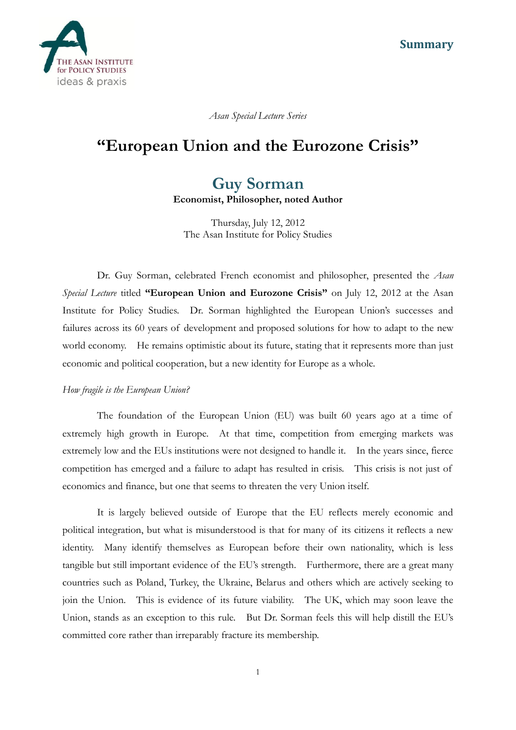Summary

*Asan Special Lecture Series*

# "European Union and the Eurozone Crisis"

## Guy Sorman

**Economist, Philosopher, noted Author**

Thursday, July 12, 2012
The Asan Institute for Policy Studies

Dr. Guy Sorman, celebrated French economist and philosopher, presented the *Asan Special Lecture* titled **"European Union and Eurozone Crisis"** on July 12, 2012 at the Asan Institute for Policy Studies. Dr. Sorman highlighted the European Union's successes and failures across its 60 years of development and proposed solutions for how to adapt to the new world economy. He remains optimistic about its future, stating that it represents more than just economic and political cooperation, but a new identity for Europe as a whole.

*How fragile is the European Union?*

The foundation of the European Union (EU) was built 60 years ago at a time of extremely high growth in Europe. At that time, competition from emerging markets was extremely low and the EUs institutions were not designed to handle it. In the years since, fierce competition has emerged and a failure to adapt has resulted in crisis. This crisis is not just of economics and finance, but one that seems to threaten the very Union itself.

It is largely believed outside of Europe that the EU reflects merely economic and political integration, but what is misunderstood is that for many of its citizens it reflects a new identity. Many identify themselves as European before their own nationality, which is less tangible but still important evidence of the EU's strength. Furthermore, there are a great many countries such as Poland, Turkey, the Ukraine, Belarus and others which are actively seeking to join the Union. This is evidence of its future viability. The UK, which may soon leave the Union, stands as an exception to this rule. But Dr. Sorman feels this will help distill the EU's committed core rather than irreparably fracture its membership.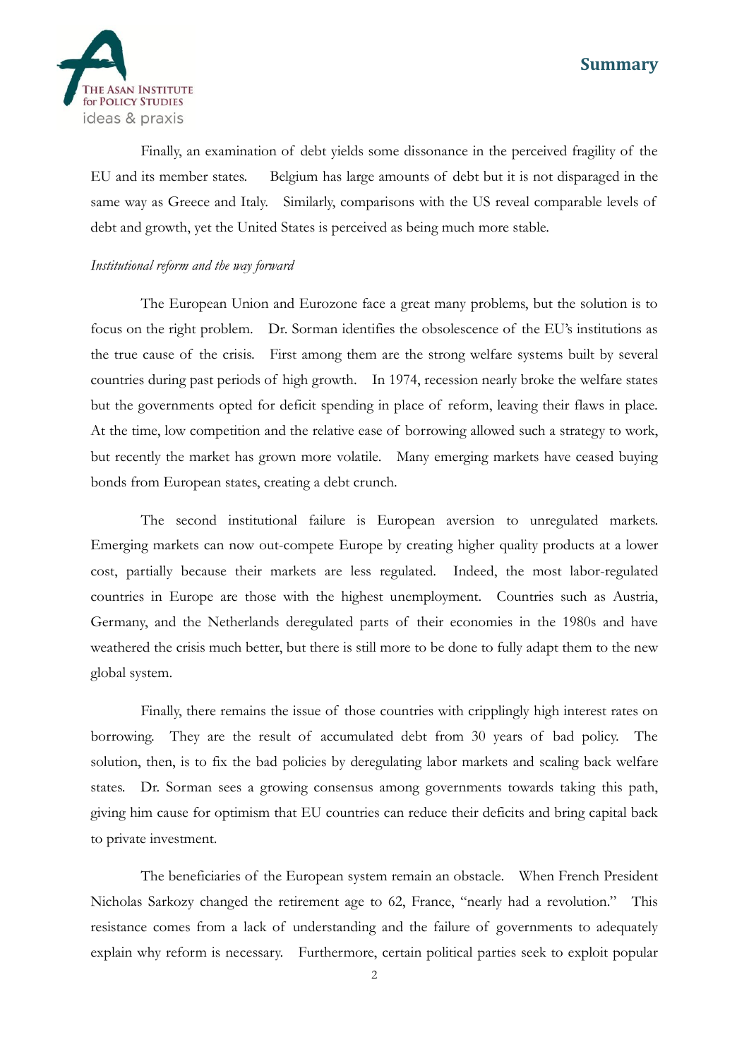Finally, an examination of debt yields some dissonance in the perceived fragility of the EU and its member states. Belgium has large amounts of debt but it is not disparaged in the same way as Greece and Italy. Similarly, comparisons with the US reveal comparable levels of debt and growth, yet the United States is perceived as being much more stable.

*Institutional reform and the way forward*

The European Union and Eurozone face a great many problems, but the solution is to focus on the right problem. Dr. Sorman identifies the obsolescence of the EU's institutions as the true cause of the crisis. First among them are the strong welfare systems built by several countries during past periods of high growth. In 1974, recession nearly broke the welfare states but the governments opted for deficit spending in place of reform, leaving their flaws in place. At the time, low competition and the relative ease of borrowing allowed such a strategy to work, but recently the market has grown more volatile. Many emerging markets have ceased buying bonds from European states, creating a debt crunch.

The second institutional failure is European aversion to unregulated markets. Emerging markets can now out-compete Europe by creating higher quality products at a lower cost, partially because their markets are less regulated. Indeed, the most labor-regulated countries in Europe are those with the highest unemployment. Countries such as Austria, Germany, and the Netherlands deregulated parts of their economies in the 1980s and have weathered the crisis much better, but there is still more to be done to fully adapt them to the new global system.

Finally, there remains the issue of those countries with cripplingly high interest rates on borrowing. They are the result of accumulated debt from 30 years of bad policy. The solution, then, is to fix the bad policies by deregulating labor markets and scaling back welfare states. Dr. Sorman sees a growing consensus among governments towards taking this path, giving him cause for optimism that EU countries can reduce their deficits and bring capital back to private investment.

The beneficiaries of the European system remain an obstacle. When French President Nicholas Sarkozy changed the retirement age to 62, France, "nearly had a revolution." This resistance comes from a lack of understanding and the failure of governments to adequately explain why reform is necessary. Furthermore, certain political parties seek to exploit popular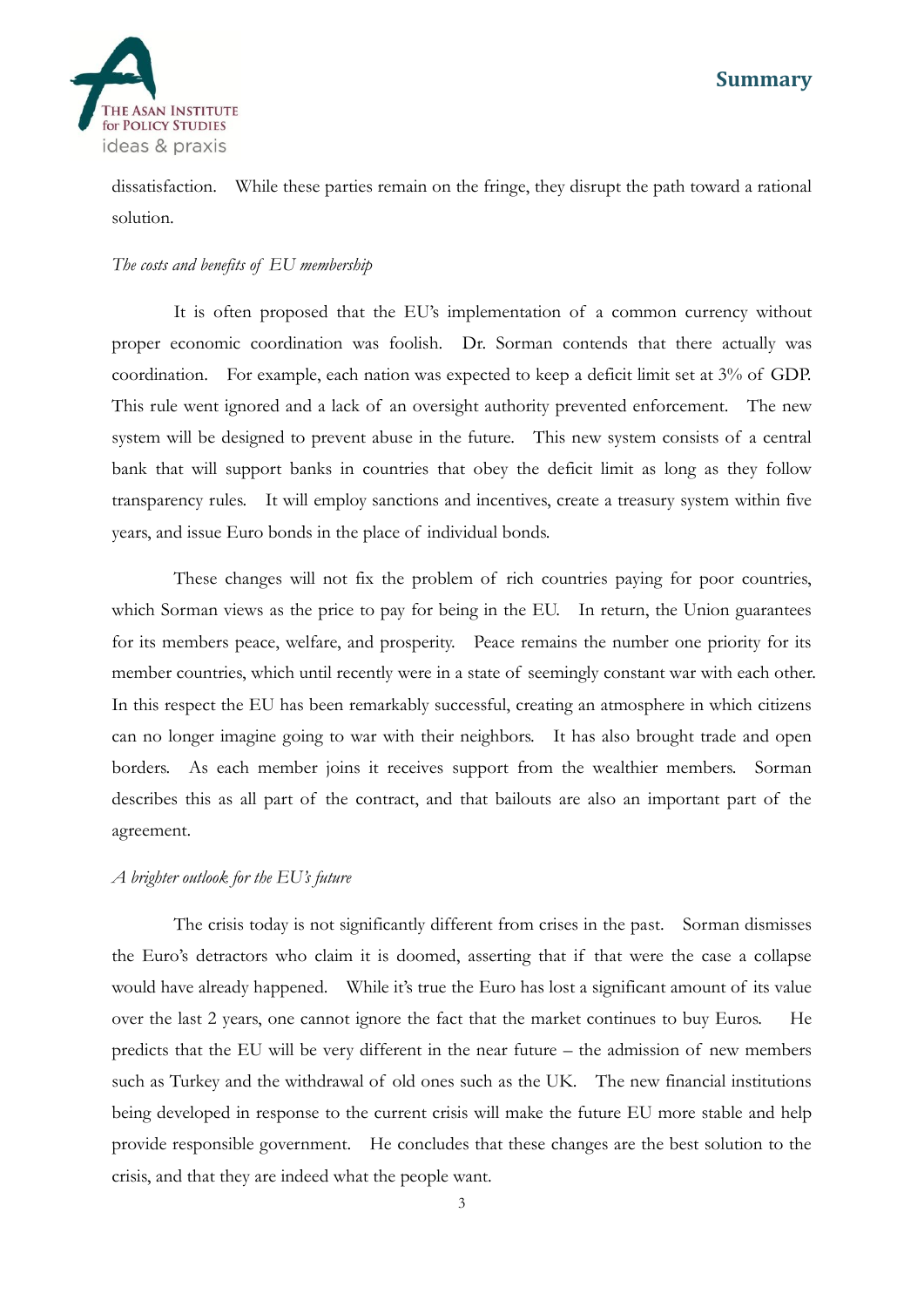dissatisfaction. While these parties remain on the fringe, they disrupt the path toward a rational solution.

*The costs and benefits of EU membership*

It is often proposed that the EU's implementation of a common currency without proper economic coordination was foolish. Dr. Sorman contends that there actually was coordination. For example, each nation was expected to keep a deficit limit set at 3% of GDP. This rule went ignored and a lack of an oversight authority prevented enforcement. The new system will be designed to prevent abuse in the future. This new system consists of a central bank that will support banks in countries that obey the deficit limit as long as they follow transparency rules. It will employ sanctions and incentives, create a treasury system within five years, and issue Euro bonds in the place of individual bonds.

These changes will not fix the problem of rich countries paying for poor countries, which Sorman views as the price to pay for being in the EU. In return, the Union guarantees for its members peace, welfare, and prosperity. Peace remains the number one priority for its member countries, which until recently were in a state of seemingly constant war with each other. In this respect the EU has been remarkably successful, creating an atmosphere in which citizens can no longer imagine going to war with their neighbors. It has also brought trade and open borders. As each member joins it receives support from the wealthier members. Sorman describes this as all part of the contract, and that bailouts are also an important part of the agreement.

*A brighter outlook for the EU's future*

The crisis today is not significantly different from crises in the past. Sorman dismisses the Euro's detractors who claim it is doomed, asserting that if that were the case a collapse would have already happened. While it's true the Euro has lost a significant amount of its value over the last 2 years, one cannot ignore the fact that the market continues to buy Euros. He predicts that the EU will be very different in the near future – the admission of new members such as Turkey and the withdrawal of old ones such as the UK. The new financial institutions being developed in response to the current crisis will make the future EU more stable and help provide responsible government. He concludes that these changes are the best solution to the crisis, and that they are indeed what the people want.